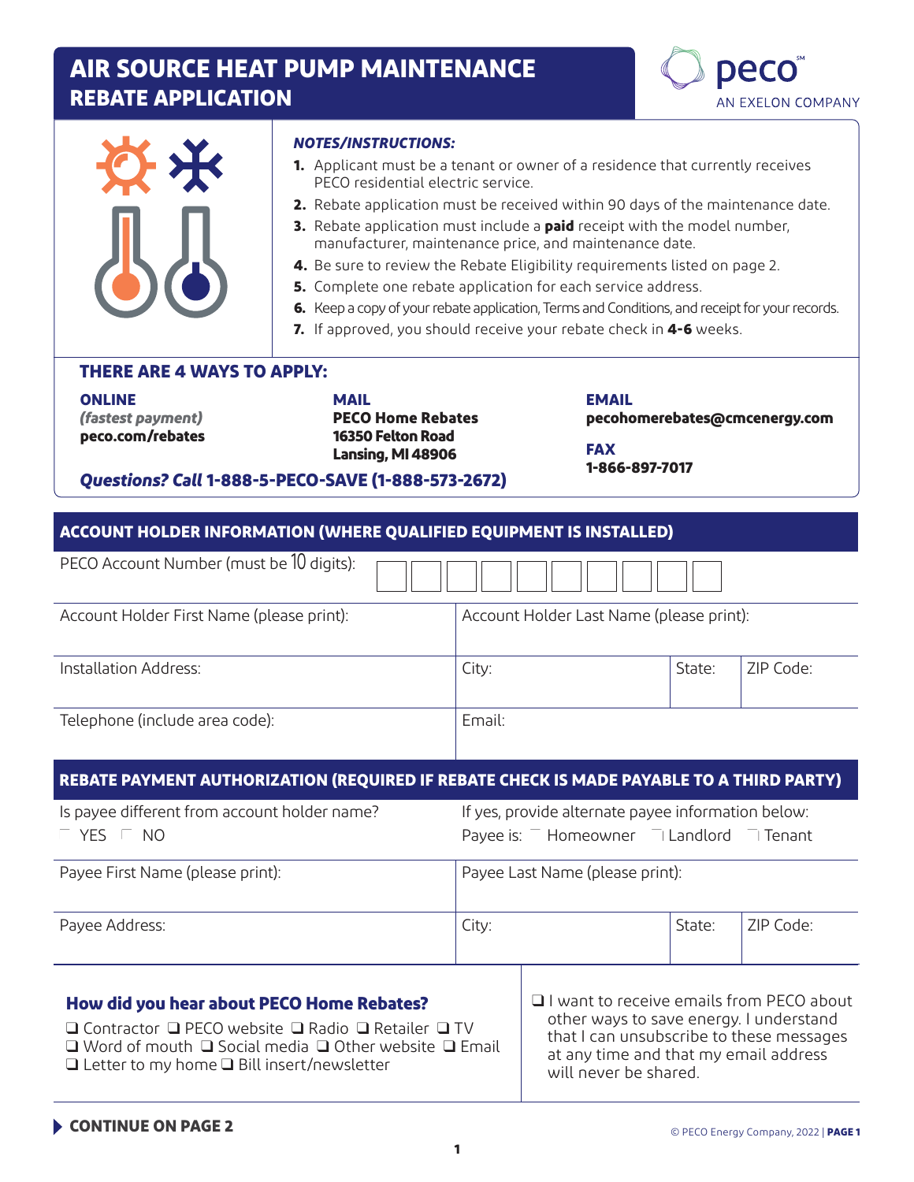// AIR SOURCE HEAT PUMP MAINTENANCE
## REBATE APPLICATION

peco
AN EXELON COMPANY

***NOTES/INSTRUCTIONS:***

1. Applicant must be a tenant or owner of a residence that currently receives PECO residential electric service.
2. Rebate application must be received within 90 days of the maintenance date.
3. Rebate application must include a **paid** receipt with the model number, manufacturer, maintenance price, and maintenance date.
4. Be sure to review the Rebate Eligibility requirements listed on page 2.
5. Complete one rebate application for each service address.
6. Keep a copy of your rebate application, Terms and Conditions, and receipt for your records.
7. If approved, you should receive your rebate check in **4-6** weeks.

### THERE ARE 4 WAYS TO APPLY:

**ONLINE**
***(fastest payment)***
**peco.com/rebates**

**MAIL**
**PECO Home Rebates**
**16350 Felton Road**
**Lansing, MI 48906**

**EMAIL**
**pecohomerebates@cmcenergy.com**

**FAX**
**1-866-897-7017**

***Questions? Call* 1-888-5-PECO-SAVE (1-888-573-2672)**

### ACCOUNT HOLDER INFORMATION (WHERE QUALIFIED EQUIPMENT IS INSTALLED)

PECO Account Number (must be 10 digits): ☐☐☐☐☐☐☐☐☐☐

| Account Holder First Name (please print): | Account Holder Last Name (please print): | | |
|---|---|---|---|
| Installation Address: | City: | State: | ZIP Code: |
| Telephone (include area code): | Email: | | |

### REBATE PAYMENT AUTHORIZATION (REQUIRED IF REBATE CHECK IS MADE PAYABLE TO A THIRD PARTY)

| Is payee different from account holder name? ☐ YES ☐ NO | If yes, provide alternate payee information below: Payee is: ☐ Homeowner ☐ Landlord ☐ Tenant | | |
|---|---|---|---|
| Payee First Name (please print): | Payee Last Name (please print): | | |
| Payee Address: | City: | State: | ZIP Code: |

### How did you hear about PECO Home Rebates?

❑ Contractor ❑ PECO website ❑ Radio ❑ Retailer ❑ TV
❑ Word of mouth ❑ Social media ❑ Other website ❑ Email
❑ Letter to my home ❑ Bill insert/newsletter

❑ I want to receive emails from PECO about other ways to save energy. I understand that I can unsubscribe to these messages at any time and that my email address will never be shared.

**CONTINUE ON PAGE 2**

© PECO Energy Company, 2022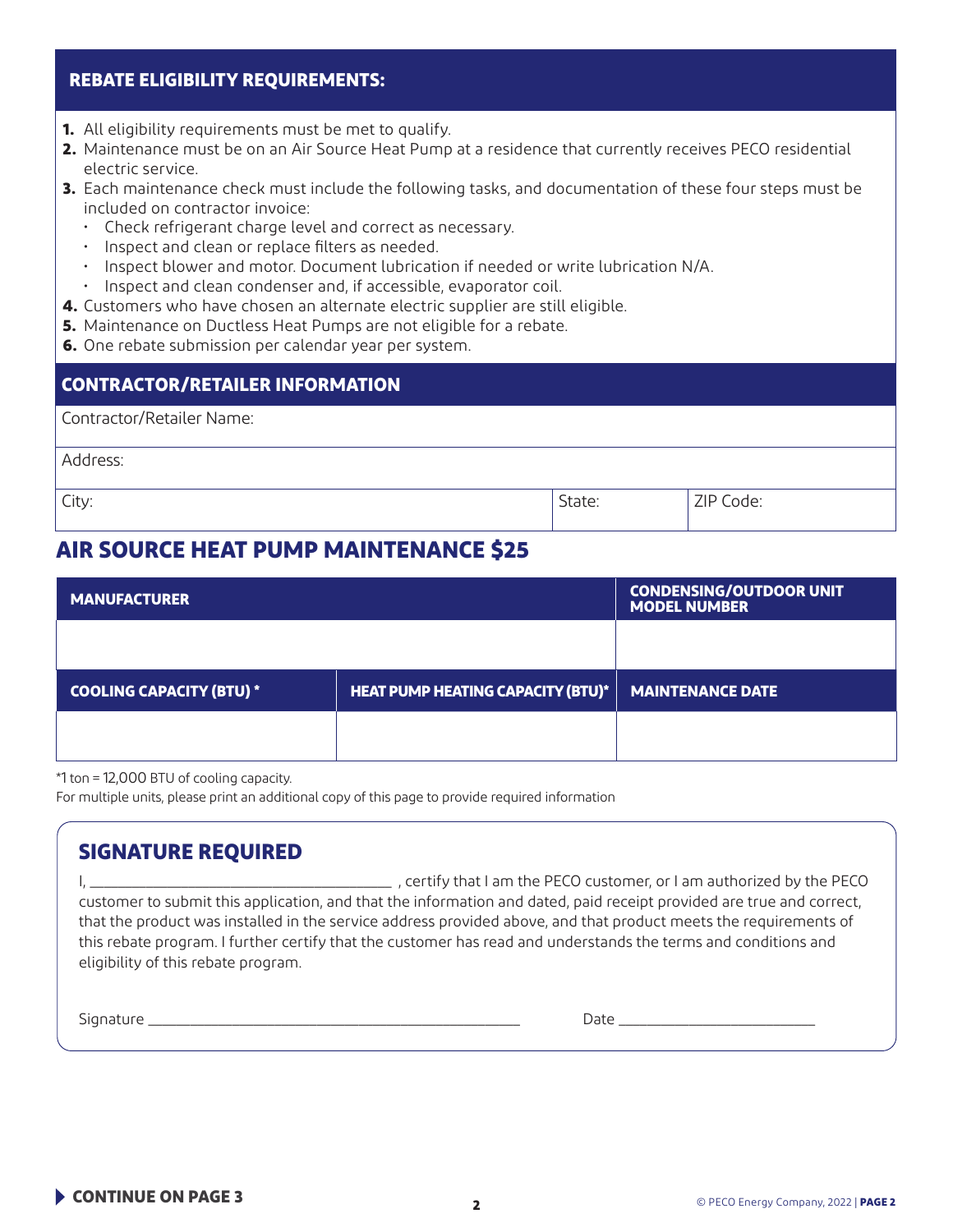## REBATE ELIGIBILITY REQUIREMENTS:

1. All eligibility requirements must be met to qualify.
2. Maintenance must be on an Air Source Heat Pump at a residence that currently receives PECO residential electric service.
3. Each maintenance check must include the following tasks, and documentation of these four steps must be included on contractor invoice:
   - Check refrigerant charge level and correct as necessary.
   - Inspect and clean or replace filters as needed.
   - Inspect blower and motor. Document lubrication if needed or write lubrication N/A.
   - Inspect and clean condenser and, if accessible, evaporator coil.
4. Customers who have chosen an alternate electric supplier are still eligible.
5. Maintenance on Ductless Heat Pumps are not eligible for a rebate.
6. One rebate submission per calendar year per system.

## CONTRACTOR/RETAILER INFORMATION

| Contractor/Retailer Name: | | |
|---|---|---|
| Address: | | |
| City: | State: | ZIP Code: |

## AIR SOURCE HEAT PUMP MAINTENANCE $25

| MANUFACTURER | | CONDENSING/OUTDOOR UNIT MODEL NUMBER |
|---|---|---|
| | | |
| **COOLING CAPACITY (BTU) *** | **HEAT PUMP HEATING CAPACITY (BTU)*** | **MAINTENANCE DATE** |
| | | |

*1 ton = 12,000 BTU of cooling capacity.

For multiple units, please print an additional copy of this page to provide required information

## SIGNATURE REQUIRED

I, ______________________________ , certify that I am the PECO customer, or I am authorized by the PECO customer to submit this application, and that the information and dated, paid receipt provided are true and correct, that the product was installed in the service address provided above, and that product meets the requirements of this rebate program. I further certify that the customer has read and understands the terms and conditions and eligibility of this rebate program.

Signature ______________________________ Date ____________________

**CONTINUE ON PAGE 3**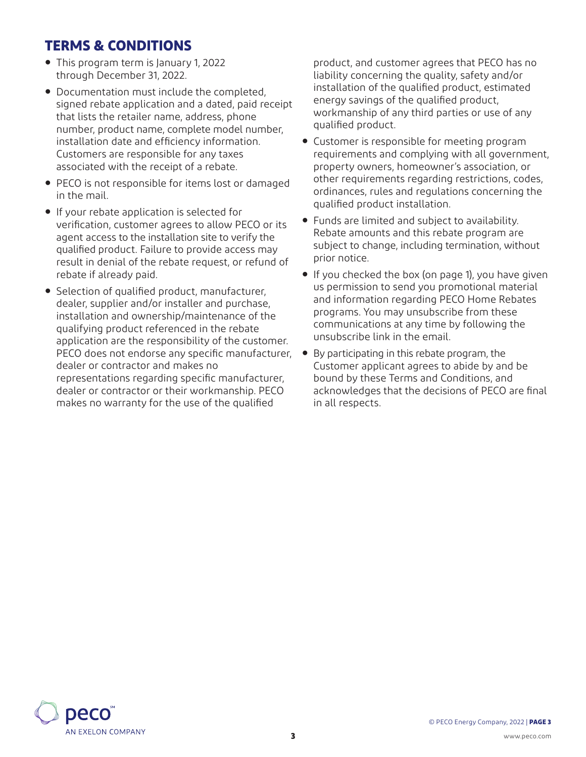## TERMS & CONDITIONS

- This program term is January 1, 2022 through December 31, 2022.
- Documentation must include the completed, signed rebate application and a dated, paid receipt that lists the retailer name, address, phone number, product name, complete model number, installation date and efficiency information. Customers are responsible for any taxes associated with the receipt of a rebate.
- PECO is not responsible for items lost or damaged in the mail.
- If your rebate application is selected for verification, customer agrees to allow PECO or its agent access to the installation site to verify the qualified product. Failure to provide access may result in denial of the rebate request, or refund of rebate if already paid.
- Selection of qualified product, manufacturer, dealer, supplier and/or installer and purchase, installation and ownership/maintenance of the qualifying product referenced in the rebate application are the responsibility of the customer. PECO does not endorse any specific manufacturer, dealer or contractor and makes no representations regarding specific manufacturer, dealer or contractor or their workmanship. PECO makes no warranty for the use of the qualified product, and customer agrees that PECO has no liability concerning the quality, safety and/or installation of the qualified product, estimated energy savings of the qualified product, workmanship of any third parties or use of any qualified product.
- Customer is responsible for meeting program requirements and complying with all government, property owners, homeowner's association, or other requirements regarding restrictions, codes, ordinances, rules and regulations concerning the qualified product installation.
- Funds are limited and subject to availability. Rebate amounts and this rebate program are subject to change, including termination, without prior notice.
- If you checked the box (on page 1), you have given us permission to send you promotional material and information regarding PECO Home Rebates programs. You may unsubscribe from these communications at any time by following the unsubscribe link in the email.
- By participating in this rebate program, the Customer applicant agrees to abide by and be bound by these Terms and Conditions, and acknowledges that the decisions of PECO are final in all respects.